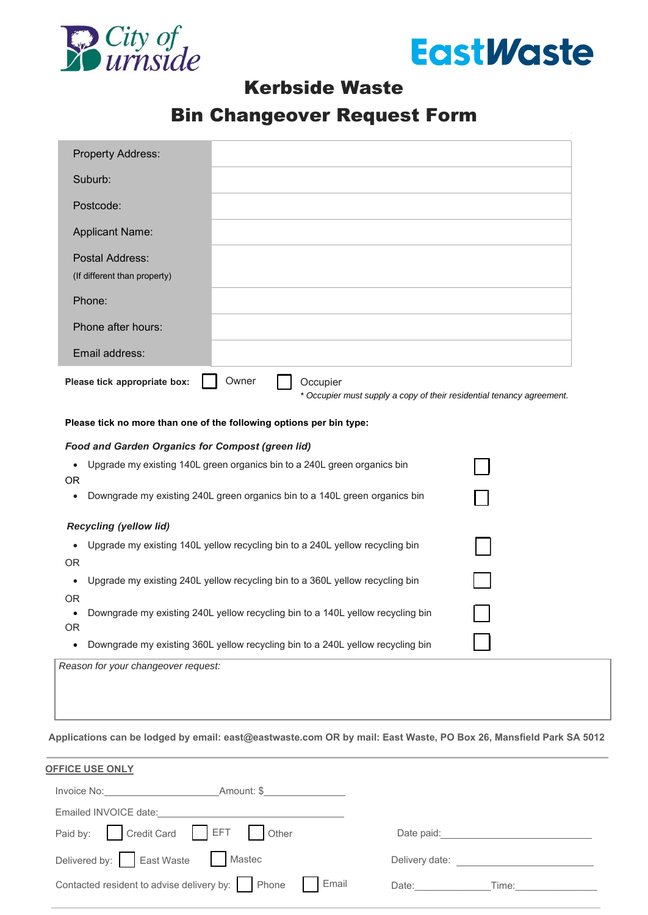City of Burnside

EastWaste

# Kerbside Waste

# Bin Changeover Request Form

| | |
|---|---|
| Property Address: | |
| Suburb: | |
| Postcode: | |
| Applicant Name: | |
| Postal Address: (If different than property) | |
| Phone: | |
| Phone after hours: | |
| Email address: | |

**Please tick appropriate box:** ☐ Owner ☐ Occupier

*\* Occupier must supply a copy of their residential tenancy agreement.*

**Please tick no more than one of the following options per bin type:**

***Food and Garden Organics for Compost (green lid)***

- Upgrade my existing 140L green organics bin to a 240L green organics bin ☐

OR

- Downgrade my existing 240L green organics bin to a 140L green organics bin ☐

***Recycling (yellow lid)***

- Upgrade my existing 140L yellow recycling bin to a 240L yellow recycling bin ☐

OR

- Upgrade my existing 240L yellow recycling bin to a 360L yellow recycling bin ☐

OR

- Downgrade my existing 240L yellow recycling bin to a 140L yellow recycling bin ☐

OR

- Downgrade my existing 360L yellow recycling bin to a 240L yellow recycling bin ☐

*Reason for your changeover request:*

**Applications can be lodged by email: east@eastwaste.com OR by mail: East Waste, PO Box 26, Mansfield Park SA 5012**

---

OFFICE USE ONLY

Invoice No:\_\_\_\_\_\_\_\_\_\_\_\_\_\_\_\_\_\_\_\_ Amount: $\_\_\_\_\_\_\_\_\_\_\_\_\_\_\_

Emailed INVOICE date:\_\_\_\_\_\_\_\_\_\_\_\_\_\_\_\_\_\_\_\_\_\_\_\_\_\_\_\_\_\_

Paid by: ☐ Credit Card ☐ EFT ☐ Other Date paid:\_\_\_\_\_\_\_\_\_\_\_\_\_\_\_\_\_\_\_\_\_\_\_\_\_\_\_

Delivered by: ☐ East Waste ☐ Mastec Delivery date: \_\_\_\_\_\_\_\_\_\_\_\_\_\_\_\_\_\_\_\_\_\_\_\_\_

Contacted resident to advise delivery by: ☐ Phone ☐ Email Date:\_\_\_\_\_\_\_\_\_\_\_\_\_\_ Time:\_\_\_\_\_\_\_\_\_\_\_\_\_\_\_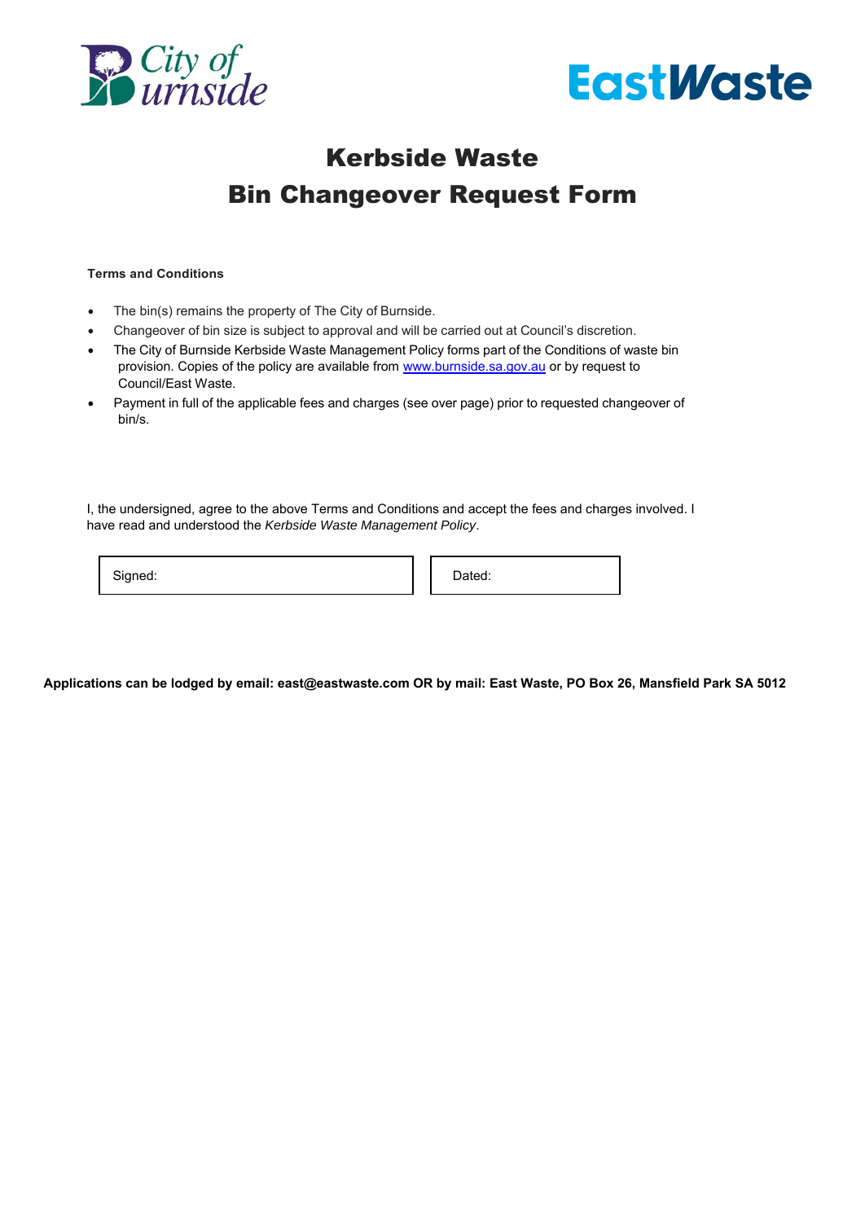# Kerbside Waste
# Bin Changeover Request Form

**Terms and Conditions**

- The bin(s) remains the property of The City of Burnside.
- Changeover of bin size is subject to approval and will be carried out at Council's discretion.
- The City of Burnside Kerbside Waste Management Policy forms part of the Conditions of waste bin provision. Copies of the policy are available from [www.burnside.sa.gov.au](http://www.burnside.sa.gov.au) or by request to Council/East Waste.
- Payment in full of the applicable fees and charges (see over page) prior to requested changeover of bin/s.

I, the undersigned, agree to the above Terms and Conditions and accept the fees and charges involved. I have read and understood the *Kerbside Waste Management Policy*.

| Signed: | Dated: |
|---|---|

**Applications can be lodged by email: east@eastwaste.com OR by mail: East Waste, PO Box 26, Mansfield Park SA 5012**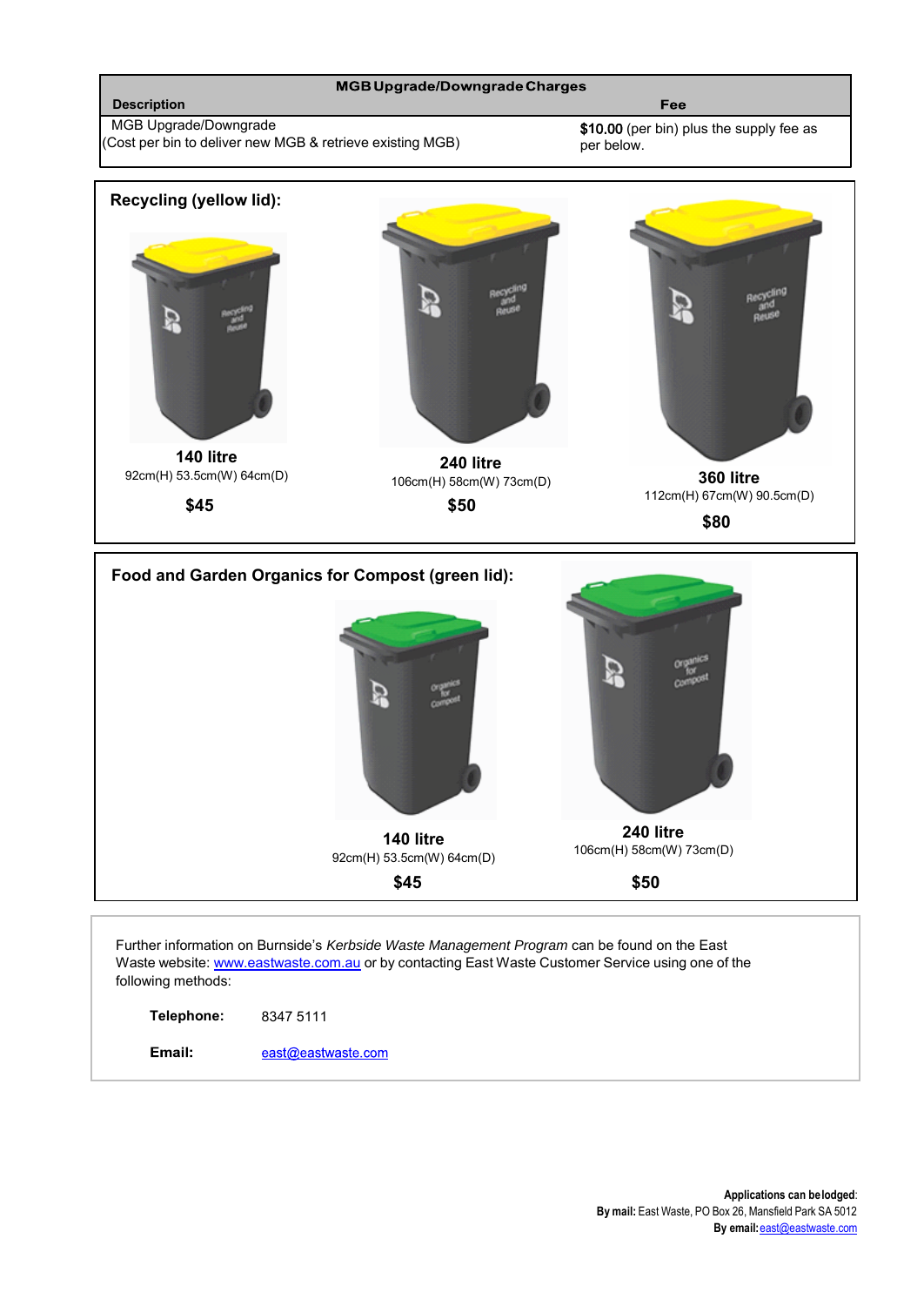| MGB Upgrade/Downgrade Charges | |
|---|---|
| **Description** | **Fee** |
| MGB Upgrade/Downgrade<br>(Cost per bin to deliver new MGB & retrieve existing MGB) | **$10.00** (per bin) plus the supply fee as per below. |

**Recycling (yellow lid):**

**140 litre**
92cm(H) 53.5cm(W) 64cm(D)
**$45**

**240 litre**
106cm(H) 58cm(W) 73cm(D)
**$50**

**360 litre**
112cm(H) 67cm(W) 90.5cm(D)
**$80**

**Food and Garden Organics for Compost (green lid):**

**140 litre**
92cm(H) 53.5cm(W) 64cm(D)
**$45**

**240 litre**
106cm(H) 58cm(W) 73cm(D)
**$50**

Further information on Burnside's *Kerbside Waste Management Program* can be found on the East Waste website: www.eastwaste.com.au or by contacting East Waste Customer Service using one of the following methods:

**Telephone:** 8347 5111

**Email:** east@eastwaste.com

**Applications can be lodged:**
**By mail:** East Waste, PO Box 26, Mansfield Park SA 5012
**By email:** east@eastwaste.com